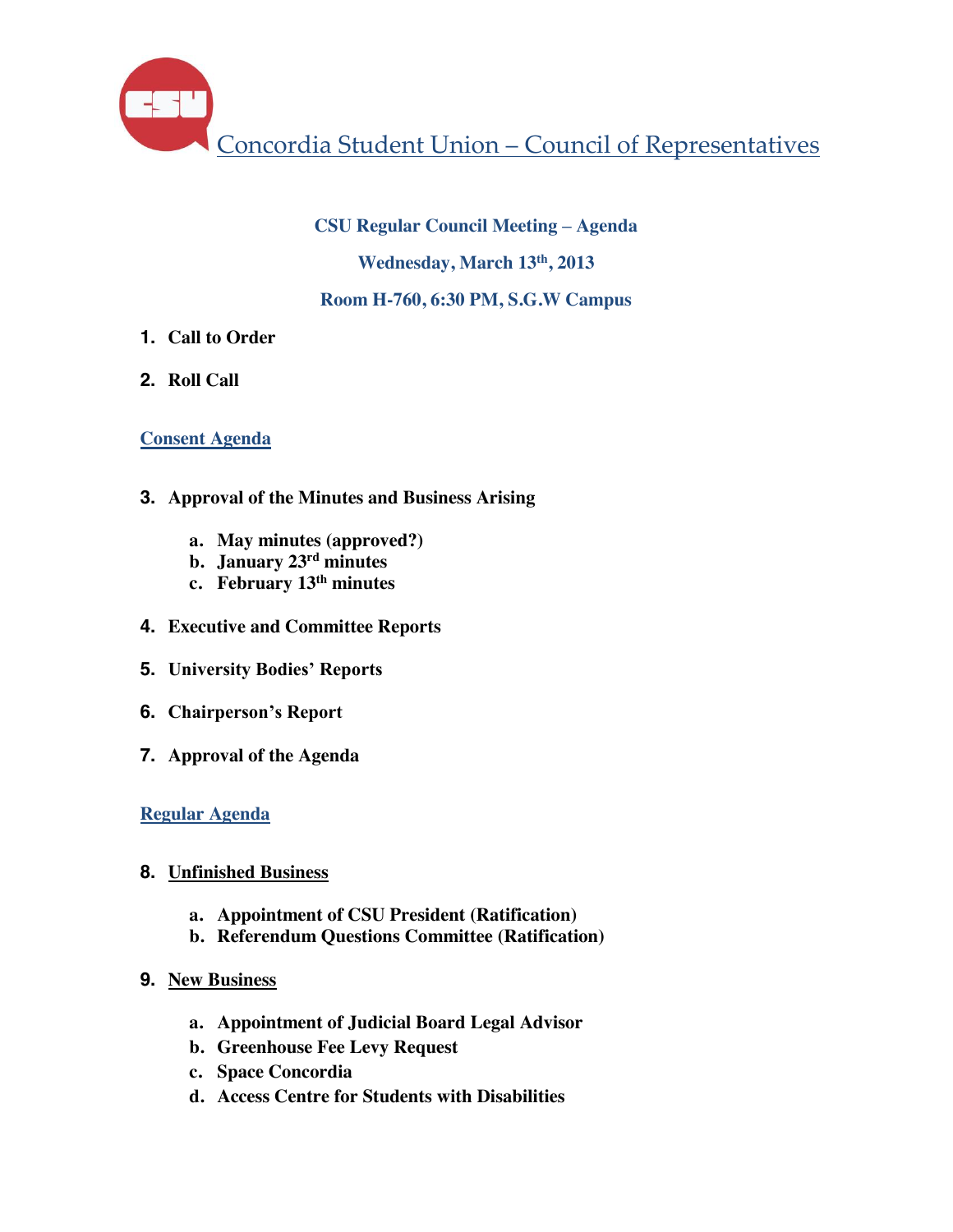# Concordia Student Union – Council of Representatives

**CSU Regular Council Meeting – Agenda**

**Wednesday, March 13th, 2013**

**Room H-760, 6:30 PM, S.G.W Campus**

1. **Call to Order**
2. **Roll Call**

## Consent Agenda

3. **Approval of the Minutes and Business Arising**
   a. **May minutes (approved?)**
   b. **January 23rd minutes**
   c. **February 13th minutes**
4. **Executive and Committee Reports**
5. **University Bodies' Reports**
6. **Chairperson's Report**
7. **Approval of the Agenda**

## Regular Agenda

8. **Unfinished Business**
   a. **Appointment of CSU President (Ratification)**
   b. **Referendum Questions Committee (Ratification)**
9. **New Business**
   a. **Appointment of Judicial Board Legal Advisor**
   b. **Greenhouse Fee Levy Request**
   c. **Space Concordia**
   d. **Access Centre for Students with Disabilities**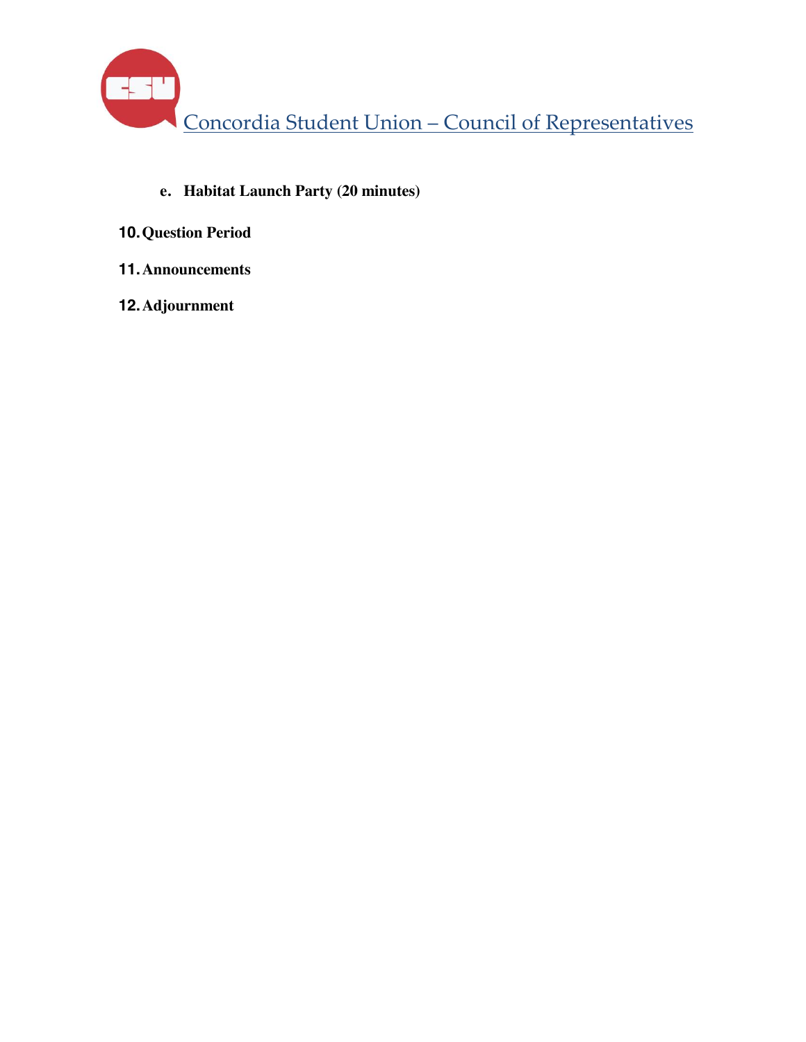e. **Habitat Launch Party (20 minutes)**

10. **Question Period**

11. **Announcements**

12. **Adjournment**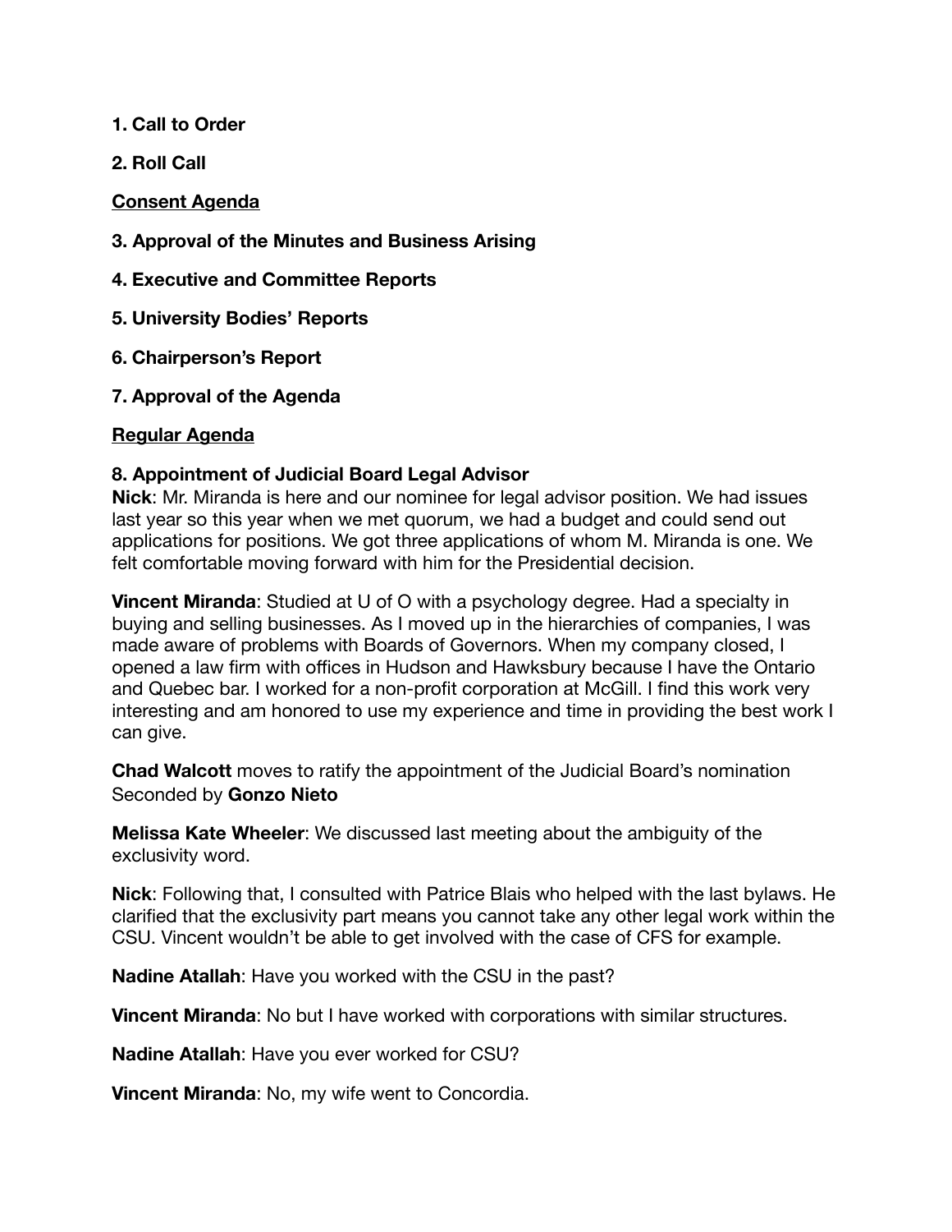**1. Call to Order**

**2. Roll Call**

**Consent Agenda**

**3. Approval of the Minutes and Business Arising**

**4. Executive and Committee Reports**

**5. University Bodies' Reports**

**6. Chairperson's Report**

**7. Approval of the Agenda**

**Regular Agenda**

**8. Appointment of Judicial Board Legal Advisor**

**Nick**: Mr. Miranda is here and our nominee for legal advisor position. We had issues last year so this year when we met quorum, we had a budget and could send out applications for positions. We got three applications of whom M. Miranda is one. We felt comfortable moving forward with him for the Presidential decision.

**Vincent Miranda**: Studied at U of O with a psychology degree. Had a specialty in buying and selling businesses. As I moved up in the hierarchies of companies, I was made aware of problems with Boards of Governors. When my company closed, I opened a law firm with offices in Hudson and Hawksbury because I have the Ontario and Quebec bar. I worked for a non-profit corporation at McGill. I find this work very interesting and am honored to use my experience and time in providing the best work I can give.

**Chad Walcott** moves to ratify the appointment of the Judicial Board's nomination
Seconded by **Gonzo Nieto**

**Melissa Kate Wheeler**: We discussed last meeting about the ambiguity of the exclusivity word.

**Nick**: Following that, I consulted with Patrice Blais who helped with the last bylaws. He clarified that the exclusivity part means you cannot take any other legal work within the CSU. Vincent wouldn't be able to get involved with the case of CFS for example.

**Nadine Atallah**: Have you worked with the CSU in the past?

**Vincent Miranda**: No but I have worked with corporations with similar structures.

**Nadine Atallah**: Have you ever worked for CSU?

**Vincent Miranda**: No, my wife went to Concordia.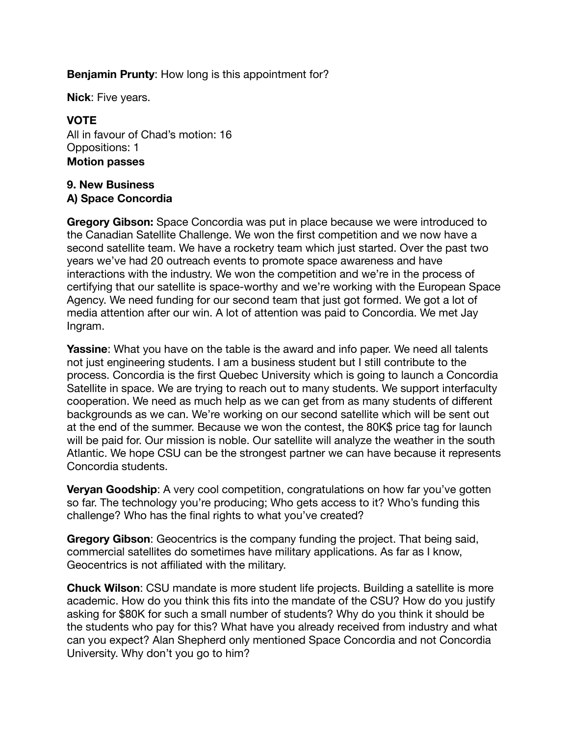**Benjamin Prunty**: How long is this appointment for?

**Nick**: Five years.

**VOTE**
All in favour of Chad's motion: 16
Oppositions: 1
**Motion passes**

**9. New Business**
**A) Space Concordia**

**Gregory Gibson:** Space Concordia was put in place because we were introduced to the Canadian Satellite Challenge. We won the first competition and we now have a second satellite team. We have a rocketry team which just started. Over the past two years we've had 20 outreach events to promote space awareness and have interactions with the industry. We won the competition and we're in the process of certifying that our satellite is space-worthy and we're working with the European Space Agency. We need funding for our second team that just got formed. We got a lot of media attention after our win. A lot of attention was paid to Concordia. We met Jay Ingram.

**Yassine**: What you have on the table is the award and info paper. We need all talents not just engineering students. I am a business student but I still contribute to the process. Concordia is the first Quebec University which is going to launch a Concordia Satellite in space. We are trying to reach out to many students. We support interfaculty cooperation. We need as much help as we can get from as many students of different backgrounds as we can. We're working on our second satellite which will be sent out at the end of the summer. Because we won the contest, the 80K$ price tag for launch will be paid for. Our mission is noble. Our satellite will analyze the weather in the south Atlantic. We hope CSU can be the strongest partner we can have because it represents Concordia students.

**Veryan Goodship**: A very cool competition, congratulations on how far you've gotten so far. The technology you're producing; Who gets access to it? Who's funding this challenge? Who has the final rights to what you've created?

**Gregory Gibson**: Geocentrics is the company funding the project. That being said, commercial satellites do sometimes have military applications. As far as I know, Geocentrics is not affiliated with the military.

**Chuck Wilson**: CSU mandate is more student life projects. Building a satellite is more academic. How do you think this fits into the mandate of the CSU? How do you justify asking for $80K for such a small number of students? Why do you think it should be the students who pay for this? What have you already received from industry and what can you expect? Alan Shepherd only mentioned Space Concordia and not Concordia University. Why don't you go to him?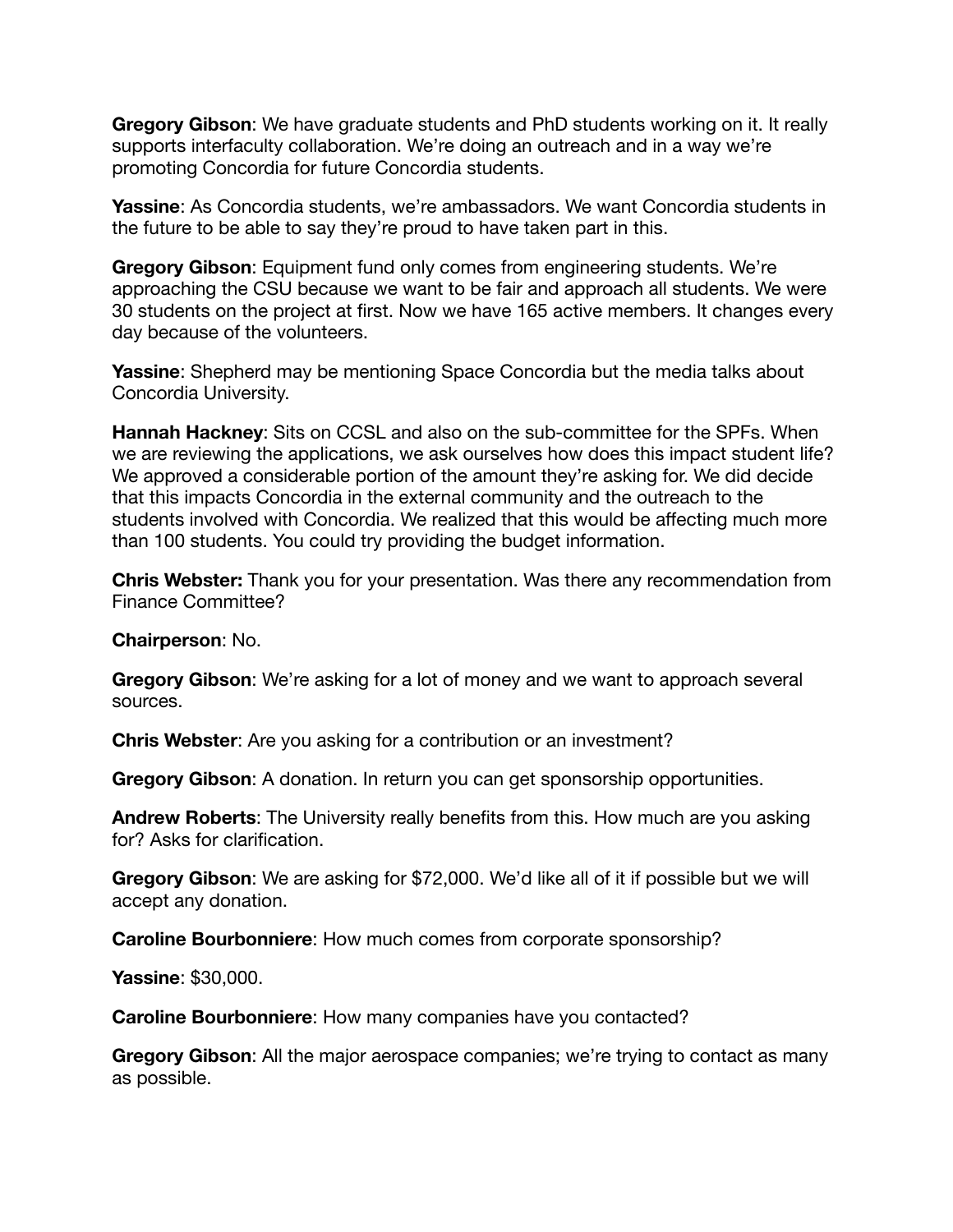**Gregory Gibson**: We have graduate students and PhD students working on it. It really supports interfaculty collaboration. We're doing an outreach and in a way we're promoting Concordia for future Concordia students.

**Yassine**: As Concordia students, we're ambassadors. We want Concordia students in the future to be able to say they're proud to have taken part in this.

**Gregory Gibson**: Equipment fund only comes from engineering students. We're approaching the CSU because we want to be fair and approach all students. We were 30 students on the project at first. Now we have 165 active members. It changes every day because of the volunteers.

**Yassine**: Shepherd may be mentioning Space Concordia but the media talks about Concordia University.

**Hannah Hackney**: Sits on CCSL and also on the sub-committee for the SPFs. When we are reviewing the applications, we ask ourselves how does this impact student life? We approved a considerable portion of the amount they're asking for. We did decide that this impacts Concordia in the external community and the outreach to the students involved with Concordia. We realized that this would be affecting much more than 100 students. You could try providing the budget information.

**Chris Webster:** Thank you for your presentation. Was there any recommendation from Finance Committee?

**Chairperson**: No.

**Gregory Gibson**: We're asking for a lot of money and we want to approach several sources.

**Chris Webster**: Are you asking for a contribution or an investment?

**Gregory Gibson**: A donation. In return you can get sponsorship opportunities.

**Andrew Roberts**: The University really benefits from this. How much are you asking for? Asks for clarification.

**Gregory Gibson**: We are asking for $72,000. We'd like all of it if possible but we will accept any donation.

**Caroline Bourbonniere**: How much comes from corporate sponsorship?

**Yassine**: $30,000.

**Caroline Bourbonniere**: How many companies have you contacted?

**Gregory Gibson**: All the major aerospace companies; we're trying to contact as many as possible.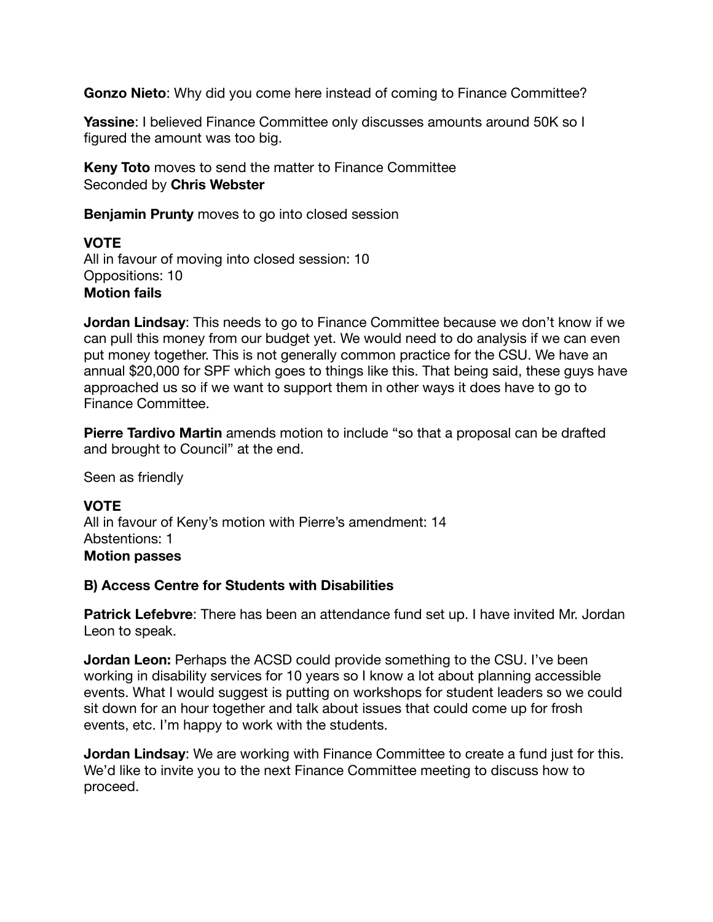**Gonzo Nieto**: Why did you come here instead of coming to Finance Committee?

**Yassine**: I believed Finance Committee only discusses amounts around 50K so I figured the amount was too big.

**Keny Toto** moves to send the matter to Finance Committee
Seconded by **Chris Webster**

**Benjamin Prunty** moves to go into closed session

**VOTE**
All in favour of moving into closed session: 10
Oppositions: 10
**Motion fails**

**Jordan Lindsay**: This needs to go to Finance Committee because we don't know if we can pull this money from our budget yet. We would need to do analysis if we can even put money together. This is not generally common practice for the CSU. We have an annual $20,000 for SPF which goes to things like this. That being said, these guys have approached us so if we want to support them in other ways it does have to go to Finance Committee.

**Pierre Tardivo Martin** amends motion to include "so that a proposal can be drafted and brought to Council" at the end.

Seen as friendly

**VOTE**
All in favour of Keny's motion with Pierre's amendment: 14
Abstentions: 1
**Motion passes**

**B) Access Centre for Students with Disabilities**

**Patrick Lefebvre**: There has been an attendance fund set up. I have invited Mr. Jordan Leon to speak.

**Jordan Leon:** Perhaps the ACSD could provide something to the CSU. I've been working in disability services for 10 years so I know a lot about planning accessible events. What I would suggest is putting on workshops for student leaders so we could sit down for an hour together and talk about issues that could come up for frosh events, etc. I'm happy to work with the students.

**Jordan Lindsay**: We are working with Finance Committee to create a fund just for this. We'd like to invite you to the next Finance Committee meeting to discuss how to proceed.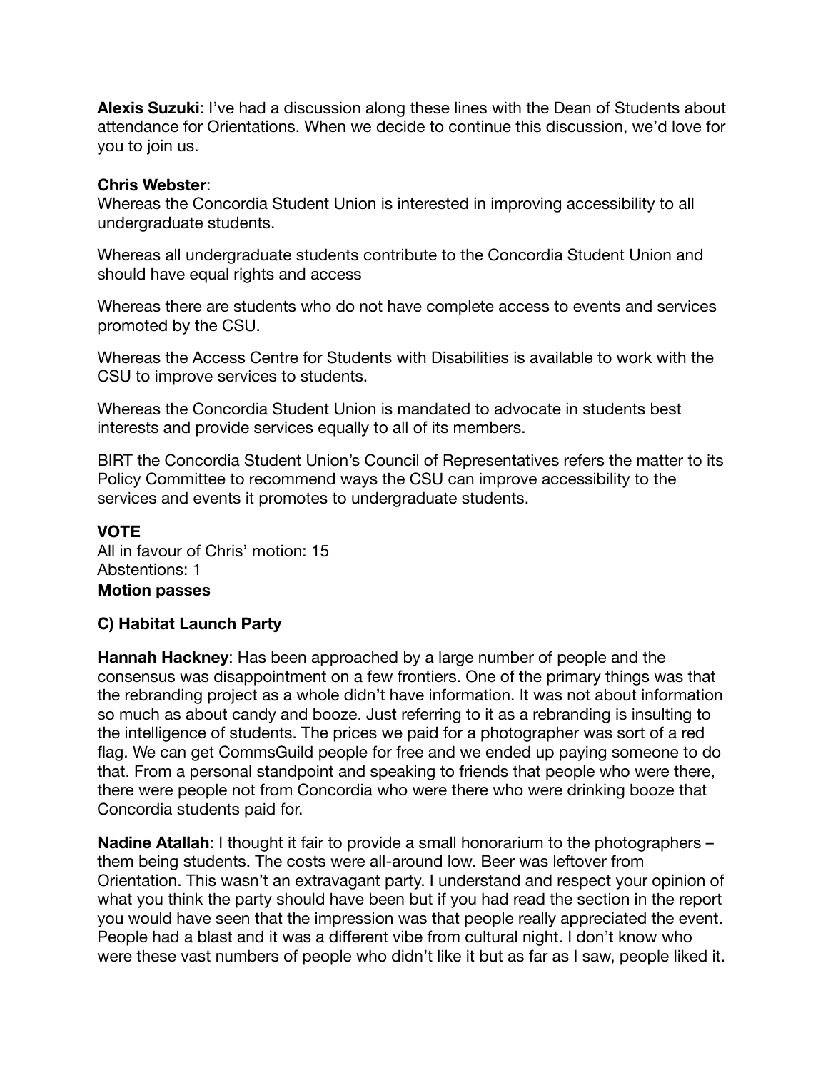**Alexis Suzuki**: I've had a discussion along these lines with the Dean of Students about attendance for Orientations. When we decide to continue this discussion, we'd love for you to join us.

**Chris Webster**:

Whereas the Concordia Student Union is interested in improving accessibility to all undergraduate students.

Whereas all undergraduate students contribute to the Concordia Student Union and should have equal rights and access

Whereas there are students who do not have complete access to events and services promoted by the CSU.

Whereas the Access Centre for Students with Disabilities is available to work with the CSU to improve services to students.

Whereas the Concordia Student Union is mandated to advocate in students best interests and provide services equally to all of its members.

BIRT the Concordia Student Union's Council of Representatives refers the matter to its Policy Committee to recommend ways the CSU can improve accessibility to the services and events it promotes to undergraduate students.

**VOTE**

All in favour of Chris' motion: 15
Abstentions: 1

**Motion passes**

**C) Habitat Launch Party**

**Hannah Hackney**: Has been approached by a large number of people and the consensus was disappointment on a few frontiers. One of the primary things was that the rebranding project as a whole didn't have information. It was not about information so much as about candy and booze. Just referring to it as a rebranding is insulting to the intelligence of students. The prices we paid for a photographer was sort of a red flag. We can get CommsGuild people for free and we ended up paying someone to do that. From a personal standpoint and speaking to friends that people who were there, there were people not from Concordia who were there who were drinking booze that Concordia students paid for.

**Nadine Atallah**: I thought it fair to provide a small honorarium to the photographers – them being students. The costs were all-around low. Beer was leftover from Orientation. This wasn't an extravagant party. I understand and respect your opinion of what you think the party should have been but if you had read the section in the report you would have seen that the impression was that people really appreciated the event. People had a blast and it was a different vibe from cultural night. I don't know who were these vast numbers of people who didn't like it but as far as I saw, people liked it.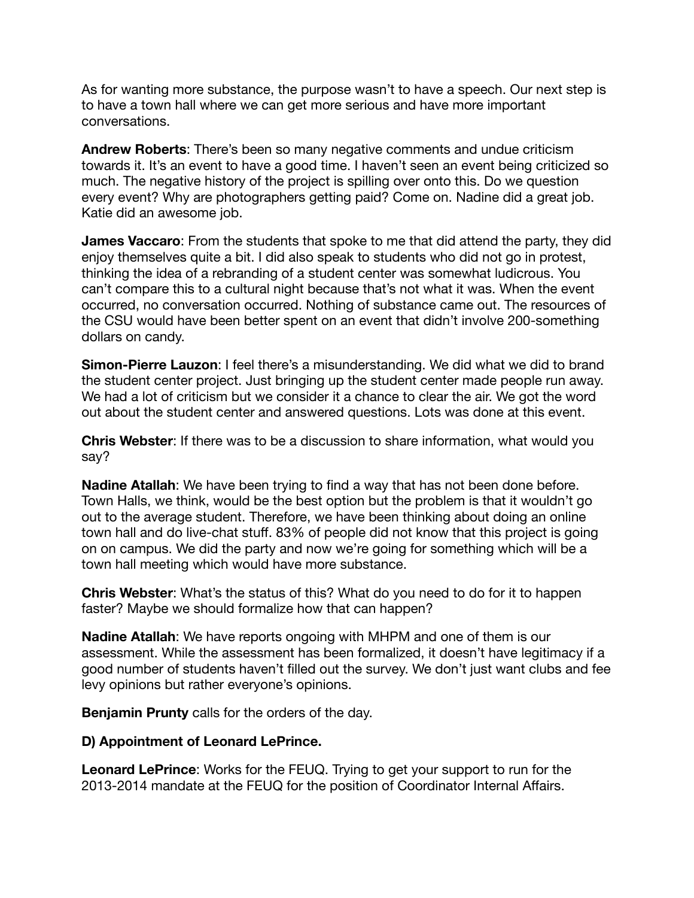As for wanting more substance, the purpose wasn't to have a speech. Our next step is to have a town hall where we can get more serious and have more important conversations.

**Andrew Roberts**: There's been so many negative comments and undue criticism towards it. It's an event to have a good time. I haven't seen an event being criticized so much. The negative history of the project is spilling over onto this. Do we question every event? Why are photographers getting paid? Come on. Nadine did a great job. Katie did an awesome job.

**James Vaccaro**: From the students that spoke to me that did attend the party, they did enjoy themselves quite a bit. I did also speak to students who did not go in protest, thinking the idea of a rebranding of a student center was somewhat ludicrous. You can't compare this to a cultural night because that's not what it was. When the event occurred, no conversation occurred. Nothing of substance came out. The resources of the CSU would have been better spent on an event that didn't involve 200-something dollars on candy.

**Simon-Pierre Lauzon**: I feel there's a misunderstanding. We did what we did to brand the student center project. Just bringing up the student center made people run away. We had a lot of criticism but we consider it a chance to clear the air. We got the word out about the student center and answered questions. Lots was done at this event.

**Chris Webster**: If there was to be a discussion to share information, what would you say?

**Nadine Atallah**: We have been trying to find a way that has not been done before. Town Halls, we think, would be the best option but the problem is that it wouldn't go out to the average student. Therefore, we have been thinking about doing an online town hall and do live-chat stuff. 83% of people did not know that this project is going on on campus. We did the party and now we're going for something which will be a town hall meeting which would have more substance.

**Chris Webster**: What's the status of this? What do you need to do for it to happen faster? Maybe we should formalize how that can happen?

**Nadine Atallah**: We have reports ongoing with MHPM and one of them is our assessment. While the assessment has been formalized, it doesn't have legitimacy if a good number of students haven't filled out the survey. We don't just want clubs and fee levy opinions but rather everyone's opinions.

**Benjamin Prunty** calls for the orders of the day.

**D) Appointment of Leonard LePrince.**

**Leonard LePrince**: Works for the FEUQ. Trying to get your support to run for the 2013-2014 mandate at the FEUQ for the position of Coordinator Internal Affairs.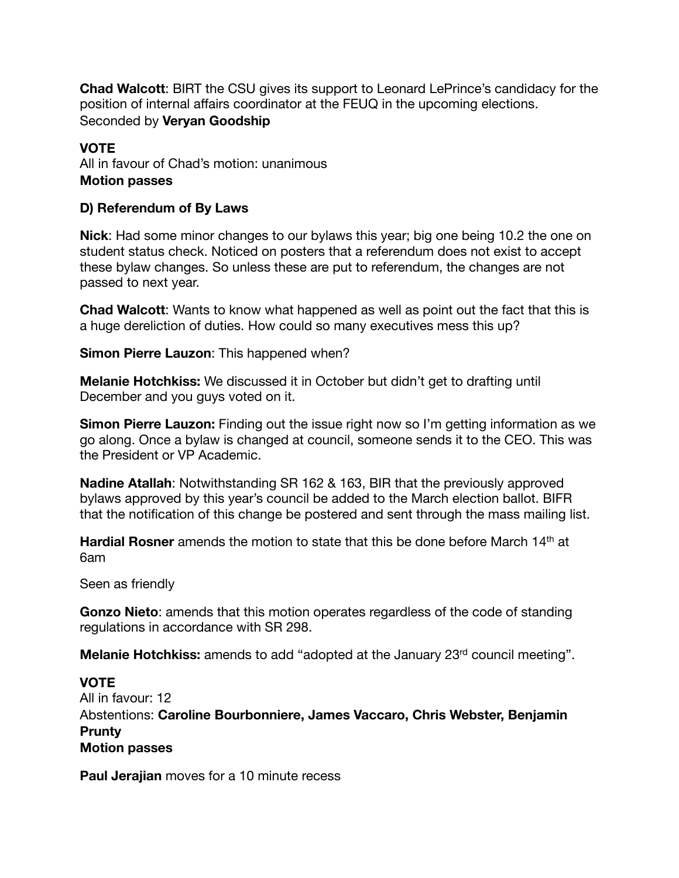**Chad Walcott**: BIRT the CSU gives its support to Leonard LePrince's candidacy for the position of internal affairs coordinator at the FEUQ in the upcoming elections.
Seconded by **Veryan Goodship**

**VOTE**
All in favour of Chad's motion: unanimous
**Motion passes**

**D) Referendum of By Laws**

**Nick**: Had some minor changes to our bylaws this year; big one being 10.2 the one on student status check. Noticed on posters that a referendum does not exist to accept these bylaw changes. So unless these are put to referendum, the changes are not passed to next year.

**Chad Walcott**: Wants to know what happened as well as point out the fact that this is a huge dereliction of duties. How could so many executives mess this up?

**Simon Pierre Lauzon**: This happened when?

**Melanie Hotchkiss:** We discussed it in October but didn't get to drafting until December and you guys voted on it.

**Simon Pierre Lauzon:** Finding out the issue right now so I'm getting information as we go along. Once a bylaw is changed at council, someone sends it to the CEO. This was the President or VP Academic.

**Nadine Atallah**: Notwithstanding SR 162 & 163, BIR that the previously approved bylaws approved by this year's council be added to the March election ballot. BIFR that the notification of this change be postered and sent through the mass mailing list.

**Hardial Rosner** amends the motion to state that this be done before March 14th at 6am

Seen as friendly

**Gonzo Nieto**: amends that this motion operates regardless of the code of standing regulations in accordance with SR 298.

**Melanie Hotchkiss:** amends to add "adopted at the January 23rd council meeting".

**VOTE**
All in favour: 12
Abstentions: **Caroline Bourbonniere, James Vaccaro, Chris Webster, Benjamin Prunty**
**Motion passes**

**Paul Jerajian** moves for a 10 minute recess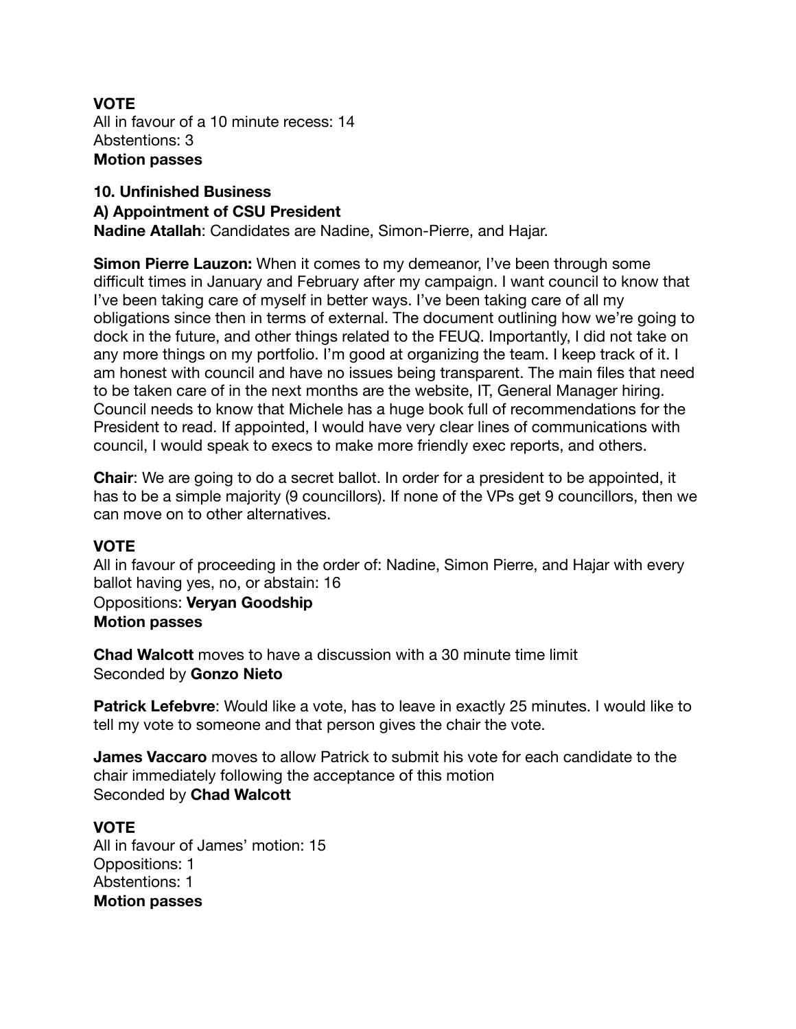**VOTE**
All in favour of a 10 minute recess: 14
Abstentions: 3
**Motion passes**

**10. Unfinished Business**
**A) Appointment of CSU President**
**Nadine Atallah**: Candidates are Nadine, Simon-Pierre, and Hajar.

**Simon Pierre Lauzon:** When it comes to my demeanor, I've been through some difficult times in January and February after my campaign. I want council to know that I've been taking care of myself in better ways. I've been taking care of all my obligations since then in terms of external. The document outlining how we're going to dock in the future, and other things related to the FEUQ. Importantly, I did not take on any more things on my portfolio. I'm good at organizing the team. I keep track of it. I am honest with council and have no issues being transparent. The main files that need to be taken care of in the next months are the website, IT, General Manager hiring. Council needs to know that Michele has a huge book full of recommendations for the President to read. If appointed, I would have very clear lines of communications with council, I would speak to execs to make more friendly exec reports, and others.

**Chair**: We are going to do a secret ballot. In order for a president to be appointed, it has to be a simple majority (9 councillors). If none of the VPs get 9 councillors, then we can move on to other alternatives.

**VOTE**
All in favour of proceeding in the order of: Nadine, Simon Pierre, and Hajar with every ballot having yes, no, or abstain: 16
Oppositions: **Veryan Goodship**
**Motion passes**

**Chad Walcott** moves to have a discussion with a 30 minute time limit
Seconded by **Gonzo Nieto**

**Patrick Lefebvre**: Would like a vote, has to leave in exactly 25 minutes. I would like to tell my vote to someone and that person gives the chair the vote.

**James Vaccaro** moves to allow Patrick to submit his vote for each candidate to the chair immediately following the acceptance of this motion
Seconded by **Chad Walcott**

**VOTE**
All in favour of James' motion: 15
Oppositions: 1
Abstentions: 1
**Motion passes**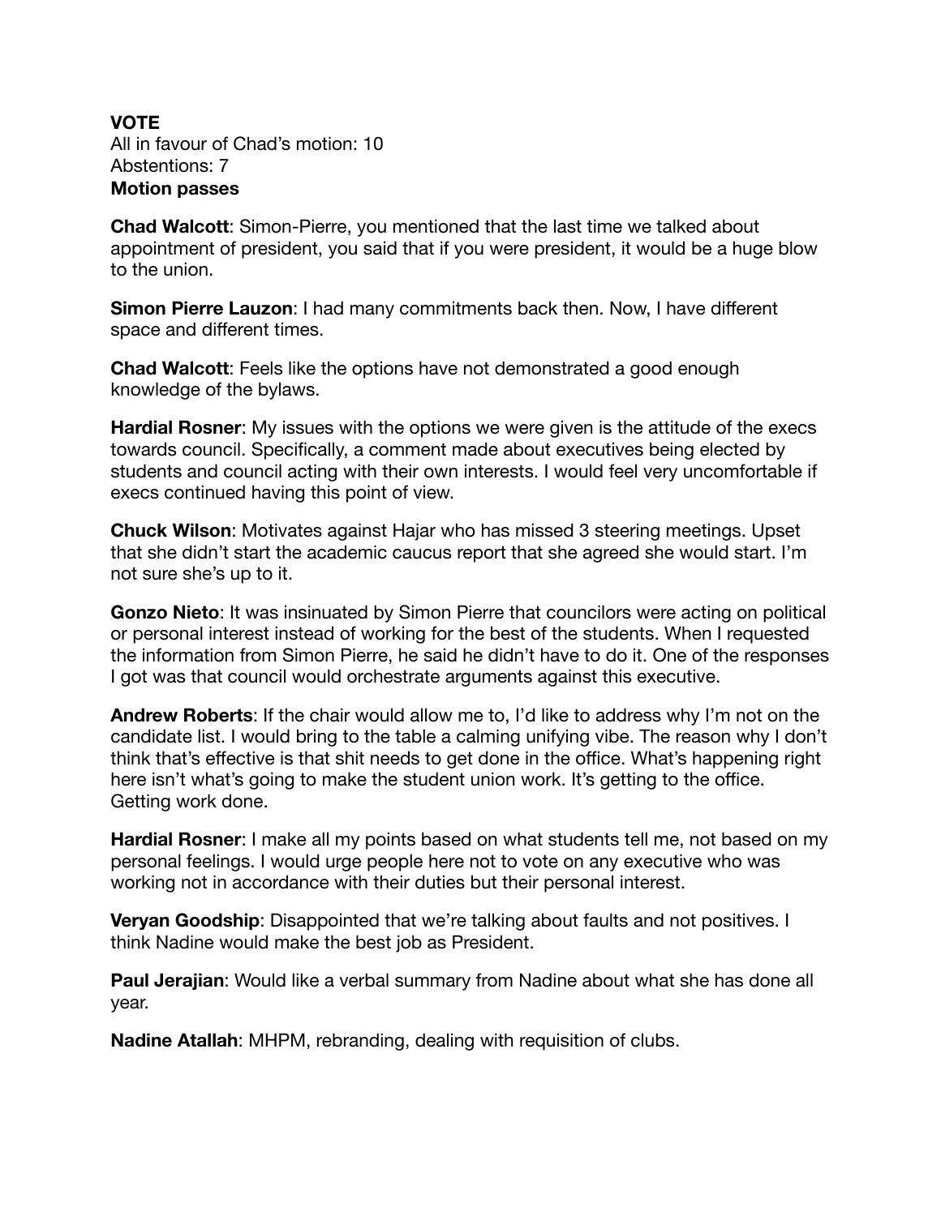**VOTE**
All in favour of Chad's motion: 10
Abstentions: 7
**Motion passes**

**Chad Walcott**: Simon-Pierre, you mentioned that the last time we talked about appointment of president, you said that if you were president, it would be a huge blow to the union.

**Simon Pierre Lauzon**: I had many commitments back then. Now, I have different space and different times.

**Chad Walcott**: Feels like the options have not demonstrated a good enough knowledge of the bylaws.

**Hardial Rosner**: My issues with the options we were given is the attitude of the execs towards council. Specifically, a comment made about executives being elected by students and council acting with their own interests. I would feel very uncomfortable if execs continued having this point of view.

**Chuck Wilson**: Motivates against Hajar who has missed 3 steering meetings. Upset that she didn't start the academic caucus report that she agreed she would start. I'm not sure she's up to it.

**Gonzo Nieto**: It was insinuated by Simon Pierre that councilors were acting on political or personal interest instead of working for the best of the students. When I requested the information from Simon Pierre, he said he didn't have to do it. One of the responses I got was that council would orchestrate arguments against this executive.

**Andrew Roberts**: If the chair would allow me to, I'd like to address why I'm not on the candidate list. I would bring to the table a calming unifying vibe. The reason why I don't think that's effective is that shit needs to get done in the office. What's happening right here isn't what's going to make the student union work. It's getting to the office. Getting work done.

**Hardial Rosner**: I make all my points based on what students tell me, not based on my personal feelings. I would urge people here not to vote on any executive who was working not in accordance with their duties but their personal interest.

**Veryan Goodship**: Disappointed that we're talking about faults and not positives. I think Nadine would make the best job as President.

**Paul Jerajian**: Would like a verbal summary from Nadine about what she has done all year.

**Nadine Atallah**: MHPM, rebranding, dealing with requisition of clubs.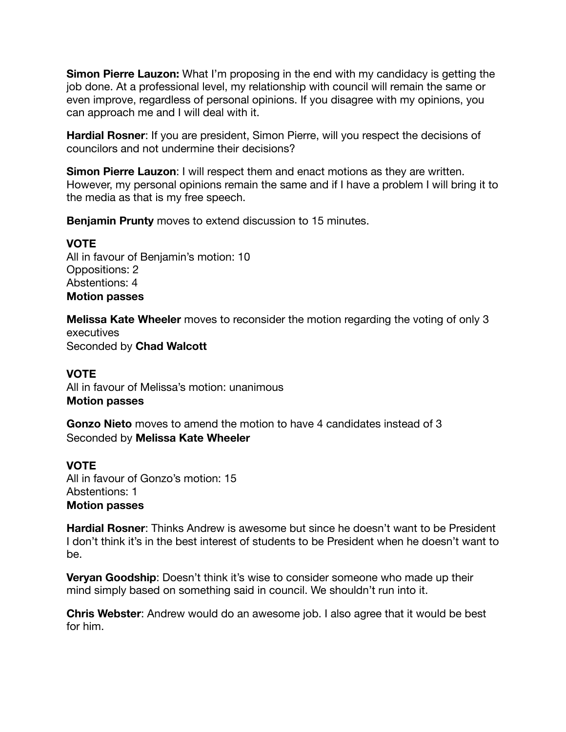**Simon Pierre Lauzon:** What I'm proposing in the end with my candidacy is getting the job done. At a professional level, my relationship with council will remain the same or even improve, regardless of personal opinions. If you disagree with my opinions, you can approach me and I will deal with it.

**Hardial Rosner**: If you are president, Simon Pierre, will you respect the decisions of councilors and not undermine their decisions?

**Simon Pierre Lauzon**: I will respect them and enact motions as they are written. However, my personal opinions remain the same and if I have a problem I will bring it to the media as that is my free speech.

**Benjamin Prunty** moves to extend discussion to 15 minutes.

**VOTE**
All in favour of Benjamin's motion: 10
Oppositions: 2
Abstentions: 4
**Motion passes**

**Melissa Kate Wheeler** moves to reconsider the motion regarding the voting of only 3 executives
Seconded by **Chad Walcott**

**VOTE**
All in favour of Melissa's motion: unanimous
**Motion passes**

**Gonzo Nieto** moves to amend the motion to have 4 candidates instead of 3
Seconded by **Melissa Kate Wheeler**

**VOTE**
All in favour of Gonzo's motion: 15
Abstentions: 1
**Motion passes**

**Hardial Rosner**: Thinks Andrew is awesome but since he doesn't want to be President I don't think it's in the best interest of students to be President when he doesn't want to be.

**Veryan Goodship**: Doesn't think it's wise to consider someone who made up their mind simply based on something said in council. We shouldn't run into it.

**Chris Webster**: Andrew would do an awesome job. I also agree that it would be best for him.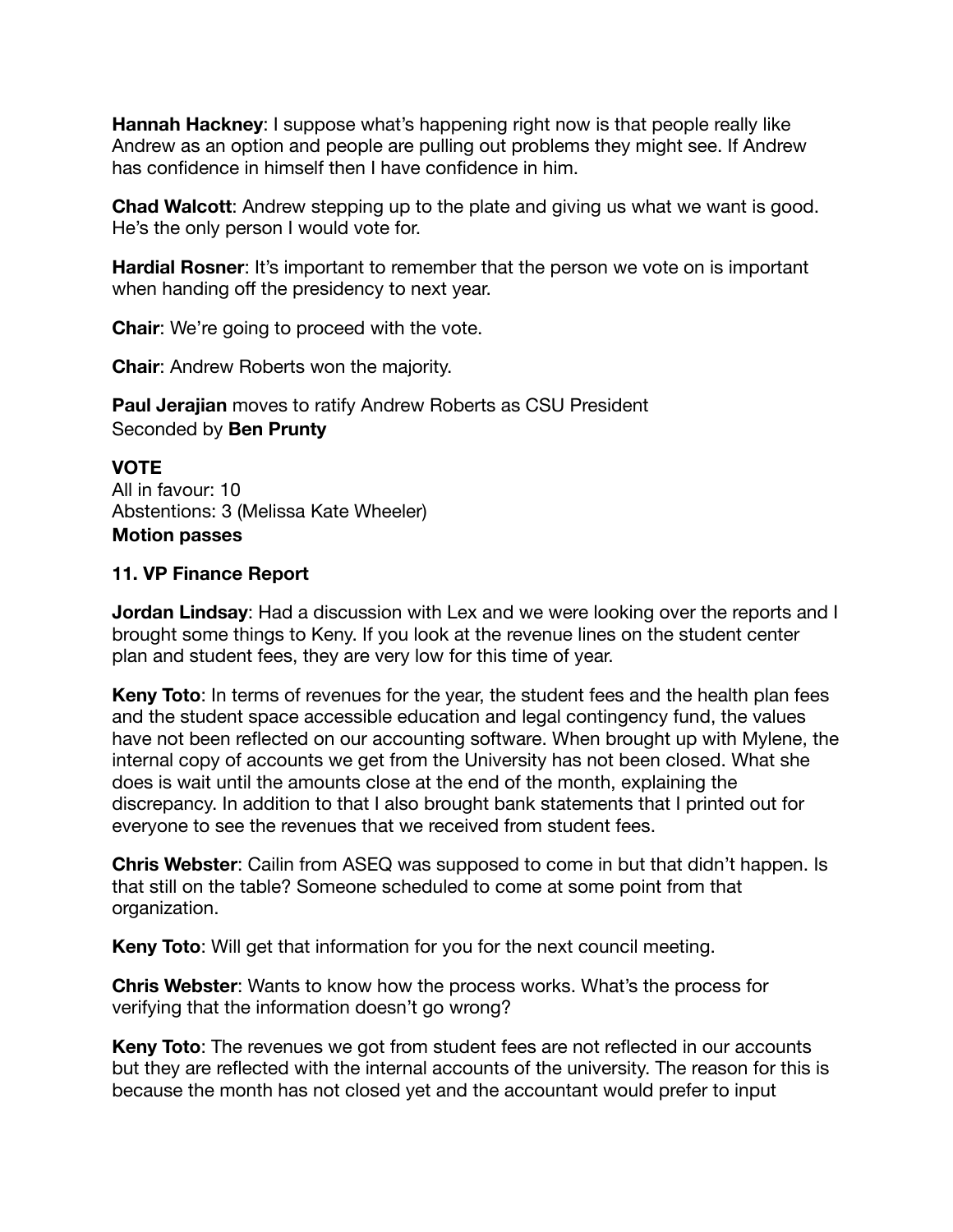**Hannah Hackney**: I suppose what's happening right now is that people really like Andrew as an option and people are pulling out problems they might see. If Andrew has confidence in himself then I have confidence in him.

**Chad Walcott**: Andrew stepping up to the plate and giving us what we want is good. He's the only person I would vote for.

**Hardial Rosner**: It's important to remember that the person we vote on is important when handing off the presidency to next year.

**Chair**: We're going to proceed with the vote.

**Chair**: Andrew Roberts won the majority.

**Paul Jerajian** moves to ratify Andrew Roberts as CSU President
Seconded by **Ben Prunty**

**VOTE**
All in favour: 10
Abstentions: 3 (Melissa Kate Wheeler)
**Motion passes**

**11. VP Finance Report**

**Jordan Lindsay**: Had a discussion with Lex and we were looking over the reports and I brought some things to Keny. If you look at the revenue lines on the student center plan and student fees, they are very low for this time of year.

**Keny Toto**: In terms of revenues for the year, the student fees and the health plan fees and the student space accessible education and legal contingency fund, the values have not been reflected on our accounting software. When brought up with Mylene, the internal copy of accounts we get from the University has not been closed. What she does is wait until the amounts close at the end of the month, explaining the discrepancy. In addition to that I also brought bank statements that I printed out for everyone to see the revenues that we received from student fees.

**Chris Webster**: Cailin from ASEQ was supposed to come in but that didn't happen. Is that still on the table? Someone scheduled to come at some point from that organization.

**Keny Toto**: Will get that information for you for the next council meeting.

**Chris Webster**: Wants to know how the process works. What's the process for verifying that the information doesn't go wrong?

**Keny Toto**: The revenues we got from student fees are not reflected in our accounts but they are reflected with the internal accounts of the university. The reason for this is because the month has not closed yet and the accountant would prefer to input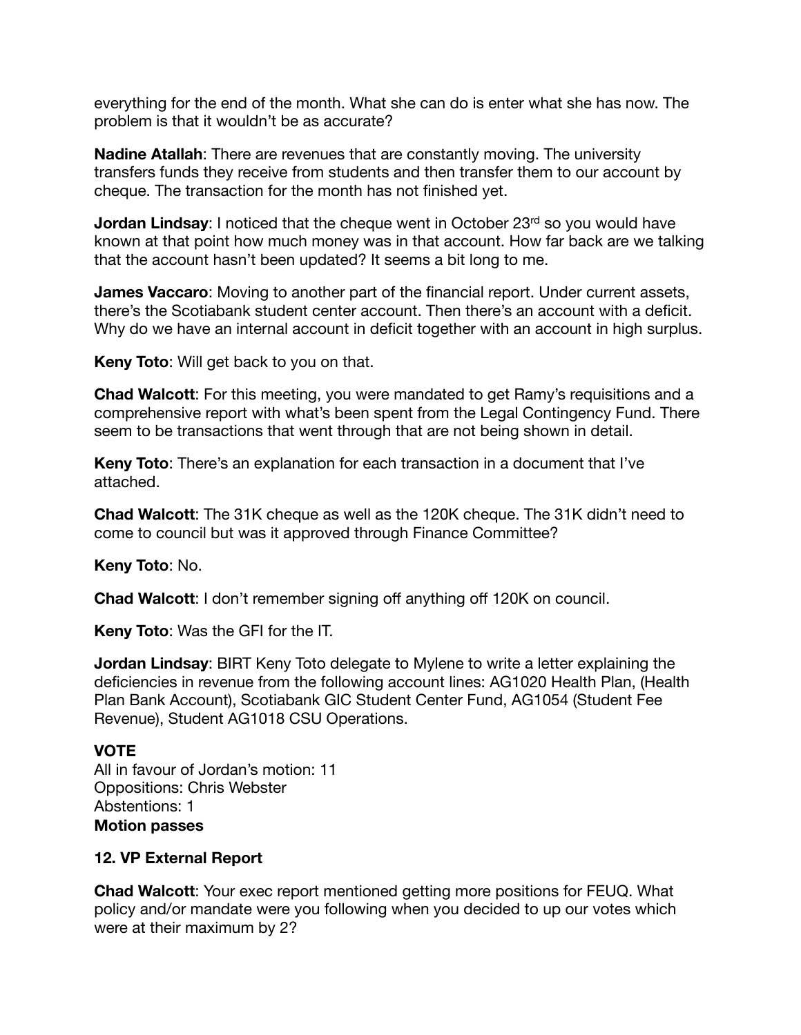everything for the end of the month. What she can do is enter what she has now. The problem is that it wouldn't be as accurate?

**Nadine Atallah**: There are revenues that are constantly moving. The university transfers funds they receive from students and then transfer them to our account by cheque. The transaction for the month has not finished yet.

**Jordan Lindsay**: I noticed that the cheque went in October 23rd so you would have known at that point how much money was in that account. How far back are we talking that the account hasn't been updated? It seems a bit long to me.

**James Vaccaro**: Moving to another part of the financial report. Under current assets, there's the Scotiabank student center account. Then there's an account with a deficit. Why do we have an internal account in deficit together with an account in high surplus.

**Keny Toto**: Will get back to you on that.

**Chad Walcott**: For this meeting, you were mandated to get Ramy's requisitions and a comprehensive report with what's been spent from the Legal Contingency Fund. There seem to be transactions that went through that are not being shown in detail.

**Keny Toto**: There's an explanation for each transaction in a document that I've attached.

**Chad Walcott**: The 31K cheque as well as the 120K cheque. The 31K didn't need to come to council but was it approved through Finance Committee?

**Keny Toto**: No.

**Chad Walcott**: I don't remember signing off anything off 120K on council.

**Keny Toto**: Was the GFI for the IT.

**Jordan Lindsay**: BIRT Keny Toto delegate to Mylene to write a letter explaining the deficiencies in revenue from the following account lines: AG1020 Health Plan, (Health Plan Bank Account), Scotiabank GIC Student Center Fund, AG1054 (Student Fee Revenue), Student AG1018 CSU Operations.

**VOTE**
All in favour of Jordan's motion: 11
Oppositions: Chris Webster
Abstentions: 1
**Motion passes**

**12. VP External Report**

**Chad Walcott**: Your exec report mentioned getting more positions for FEUQ. What policy and/or mandate were you following when you decided to up our votes which were at their maximum by 2?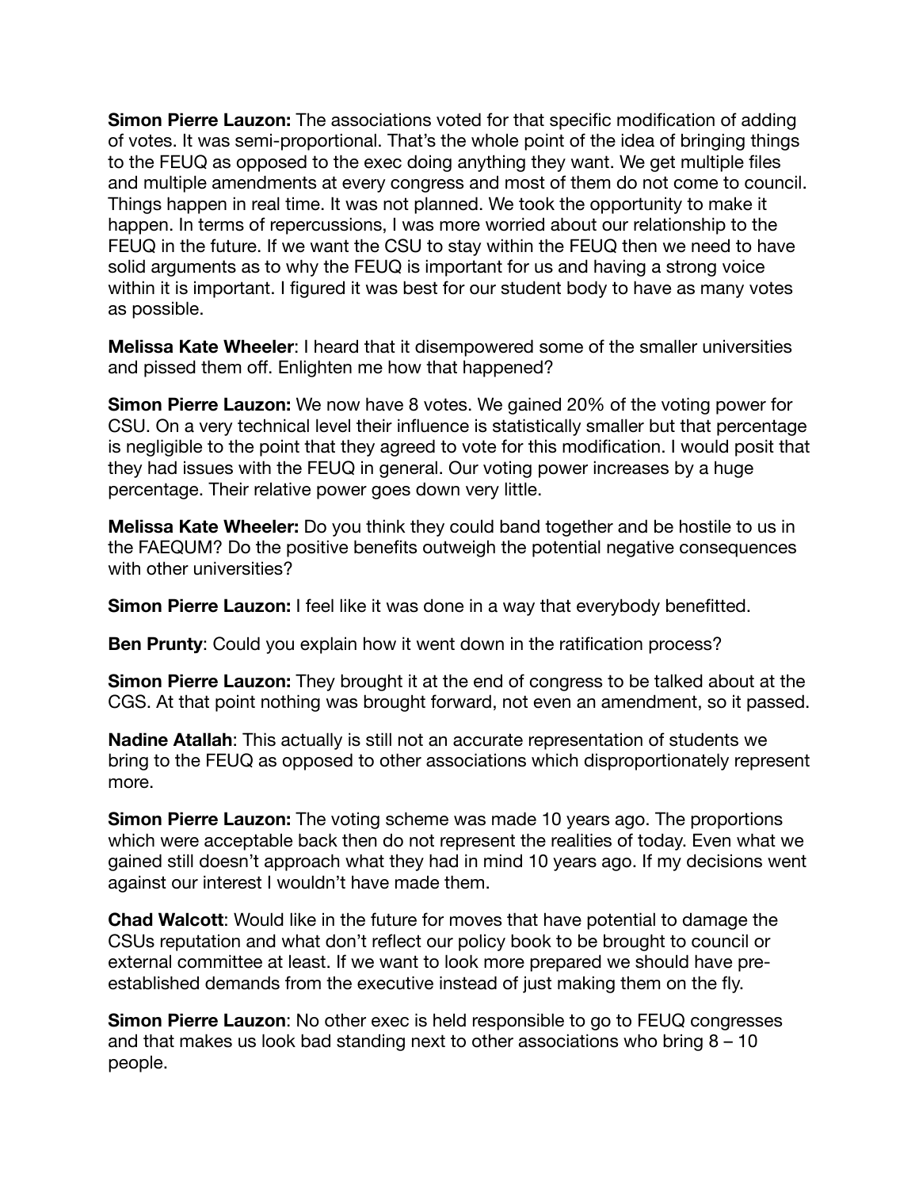**Simon Pierre Lauzon:** The associations voted for that specific modification of adding of votes. It was semi-proportional. That's the whole point of the idea of bringing things to the FEUQ as opposed to the exec doing anything they want. We get multiple files and multiple amendments at every congress and most of them do not come to council. Things happen in real time. It was not planned. We took the opportunity to make it happen. In terms of repercussions, I was more worried about our relationship to the FEUQ in the future. If we want the CSU to stay within the FEUQ then we need to have solid arguments as to why the FEUQ is important for us and having a strong voice within it is important. I figured it was best for our student body to have as many votes as possible.

**Melissa Kate Wheeler**: I heard that it disempowered some of the smaller universities and pissed them off. Enlighten me how that happened?

**Simon Pierre Lauzon:** We now have 8 votes. We gained 20% of the voting power for CSU. On a very technical level their influence is statistically smaller but that percentage is negligible to the point that they agreed to vote for this modification. I would posit that they had issues with the FEUQ in general. Our voting power increases by a huge percentage. Their relative power goes down very little.

**Melissa Kate Wheeler:** Do you think they could band together and be hostile to us in the FAEQUM? Do the positive benefits outweigh the potential negative consequences with other universities?

**Simon Pierre Lauzon:** I feel like it was done in a way that everybody benefitted.

**Ben Prunty**: Could you explain how it went down in the ratification process?

**Simon Pierre Lauzon:** They brought it at the end of congress to be talked about at the CGS. At that point nothing was brought forward, not even an amendment, so it passed.

**Nadine Atallah**: This actually is still not an accurate representation of students we bring to the FEUQ as opposed to other associations which disproportionately represent more.

**Simon Pierre Lauzon:** The voting scheme was made 10 years ago. The proportions which were acceptable back then do not represent the realities of today. Even what we gained still doesn't approach what they had in mind 10 years ago. If my decisions went against our interest I wouldn't have made them.

**Chad Walcott**: Would like in the future for moves that have potential to damage the CSUs reputation and what don't reflect our policy book to be brought to council or external committee at least. If we want to look more prepared we should have pre-established demands from the executive instead of just making them on the fly.

**Simon Pierre Lauzon**: No other exec is held responsible to go to FEUQ congresses and that makes us look bad standing next to other associations who bring 8 – 10 people.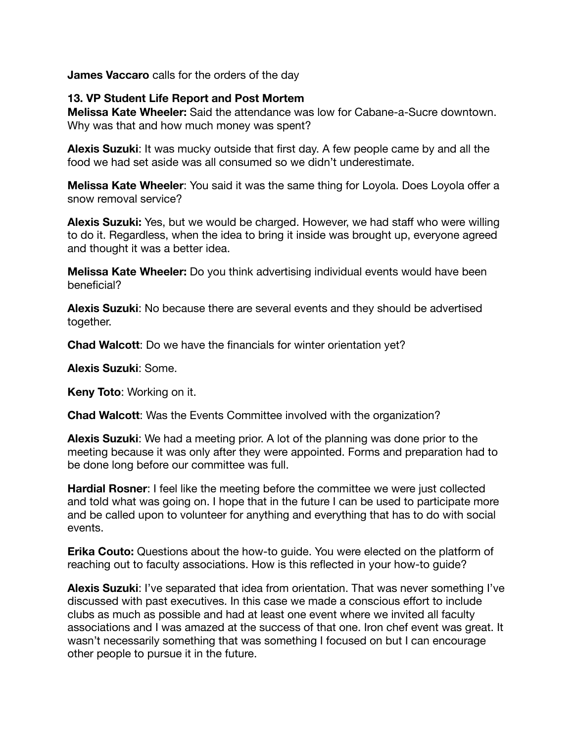**James Vaccaro** calls for the orders of the day

**13. VP Student Life Report and Post Mortem**

**Melissa Kate Wheeler:** Said the attendance was low for Cabane-a-Sucre downtown. Why was that and how much money was spent?

**Alexis Suzuki**: It was mucky outside that first day. A few people came by and all the food we had set aside was all consumed so we didn't underestimate.

**Melissa Kate Wheeler**: You said it was the same thing for Loyola. Does Loyola offer a snow removal service?

**Alexis Suzuki:** Yes, but we would be charged. However, we had staff who were willing to do it. Regardless, when the idea to bring it inside was brought up, everyone agreed and thought it was a better idea.

**Melissa Kate Wheeler:** Do you think advertising individual events would have been beneficial?

**Alexis Suzuki**: No because there are several events and they should be advertised together.

**Chad Walcott**: Do we have the financials for winter orientation yet?

**Alexis Suzuki**: Some.

**Keny Toto**: Working on it.

**Chad Walcott**: Was the Events Committee involved with the organization?

**Alexis Suzuki**: We had a meeting prior. A lot of the planning was done prior to the meeting because it was only after they were appointed. Forms and preparation had to be done long before our committee was full.

**Hardial Rosner**: I feel like the meeting before the committee we were just collected and told what was going on. I hope that in the future I can be used to participate more and be called upon to volunteer for anything and everything that has to do with social events.

**Erika Couto:** Questions about the how-to guide. You were elected on the platform of reaching out to faculty associations. How is this reflected in your how-to guide?

**Alexis Suzuki**: I've separated that idea from orientation. That was never something I've discussed with past executives. In this case we made a conscious effort to include clubs as much as possible and had at least one event where we invited all faculty associations and I was amazed at the success of that one. Iron chef event was great. It wasn't necessarily something that was something I focused on but I can encourage other people to pursue it in the future.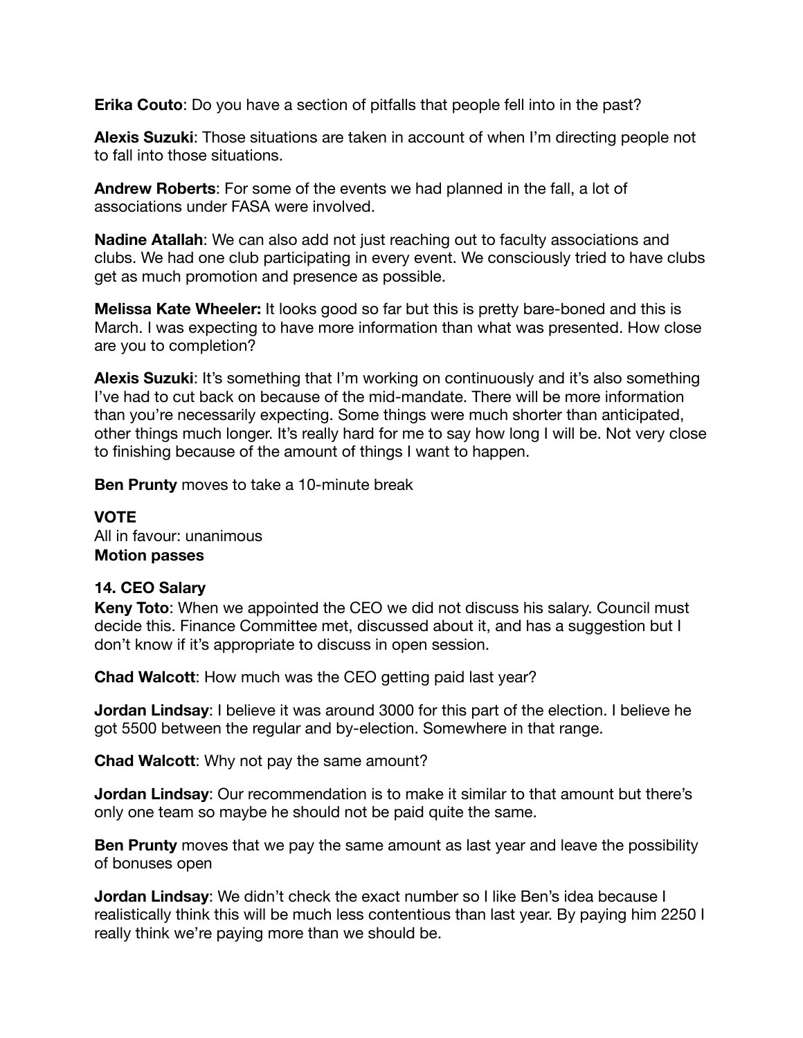**Erika Couto**: Do you have a section of pitfalls that people fell into in the past?

**Alexis Suzuki**: Those situations are taken in account of when I'm directing people not to fall into those situations.

**Andrew Roberts**: For some of the events we had planned in the fall, a lot of associations under FASA were involved.

**Nadine Atallah**: We can also add not just reaching out to faculty associations and clubs. We had one club participating in every event. We consciously tried to have clubs get as much promotion and presence as possible.

**Melissa Kate Wheeler:** It looks good so far but this is pretty bare-boned and this is March. I was expecting to have more information than what was presented. How close are you to completion?

**Alexis Suzuki**: It's something that I'm working on continuously and it's also something I've had to cut back on because of the mid-mandate. There will be more information than you're necessarily expecting. Some things were much shorter than anticipated, other things much longer. It's really hard for me to say how long I will be. Not very close to finishing because of the amount of things I want to happen.

**Ben Prunty** moves to take a 10-minute break

**VOTE**
All in favour: unanimous
**Motion passes**

**14. CEO Salary**
**Keny Toto**: When we appointed the CEO we did not discuss his salary. Council must decide this. Finance Committee met, discussed about it, and has a suggestion but I don't know if it's appropriate to discuss in open session.

**Chad Walcott**: How much was the CEO getting paid last year?

**Jordan Lindsay**: I believe it was around 3000 for this part of the election. I believe he got 5500 between the regular and by-election. Somewhere in that range.

**Chad Walcott**: Why not pay the same amount?

**Jordan Lindsay**: Our recommendation is to make it similar to that amount but there's only one team so maybe he should not be paid quite the same.

**Ben Prunty** moves that we pay the same amount as last year and leave the possibility of bonuses open

**Jordan Lindsay**: We didn't check the exact number so I like Ben's idea because I realistically think this will be much less contentious than last year. By paying him 2250 I really think we're paying more than we should be.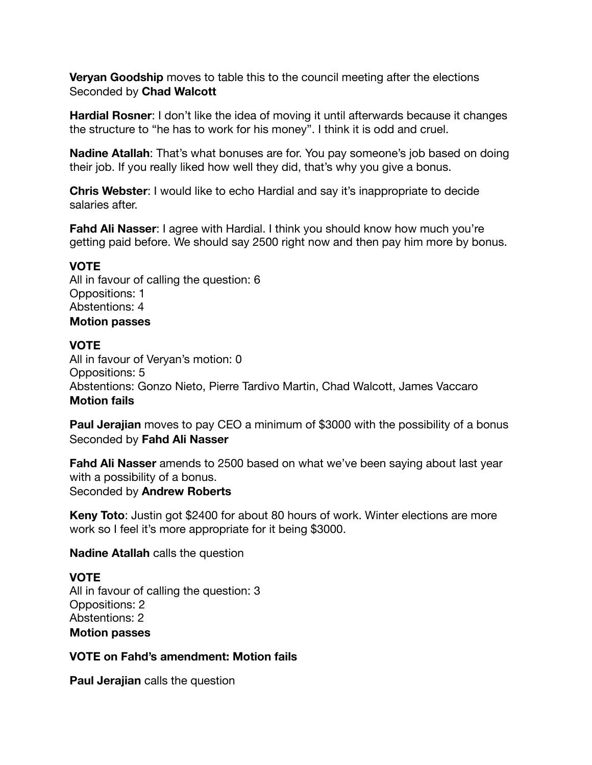**Veryan Goodship** moves to table this to the council meeting after the elections
Seconded by **Chad Walcott**

**Hardial Rosner**: I don't like the idea of moving it until afterwards because it changes the structure to "he has to work for his money". I think it is odd and cruel.

**Nadine Atallah**: That's what bonuses are for. You pay someone's job based on doing their job. If you really liked how well they did, that's why you give a bonus.

**Chris Webster**: I would like to echo Hardial and say it's inappropriate to decide salaries after.

**Fahd Ali Nasser**: I agree with Hardial. I think you should know how much you're getting paid before. We should say 2500 right now and then pay him more by bonus.

**VOTE**
All in favour of calling the question: 6
Oppositions: 1
Abstentions: 4
**Motion passes**

**VOTE**
All in favour of Veryan's motion: 0
Oppositions: 5
Abstentions: Gonzo Nieto, Pierre Tardivo Martin, Chad Walcott, James Vaccaro
**Motion fails**

**Paul Jerajian** moves to pay CEO a minimum of $3000 with the possibility of a bonus
Seconded by **Fahd Ali Nasser**

**Fahd Ali Nasser** amends to 2500 based on what we've been saying about last year with a possibility of a bonus.
Seconded by **Andrew Roberts**

**Keny Toto**: Justin got $2400 for about 80 hours of work. Winter elections are more work so I feel it's more appropriate for it being $3000.

**Nadine Atallah** calls the question

**VOTE**
All in favour of calling the question: 3
Oppositions: 2
Abstentions: 2
**Motion passes**

**VOTE on Fahd's amendment: Motion fails**

**Paul Jerajian** calls the question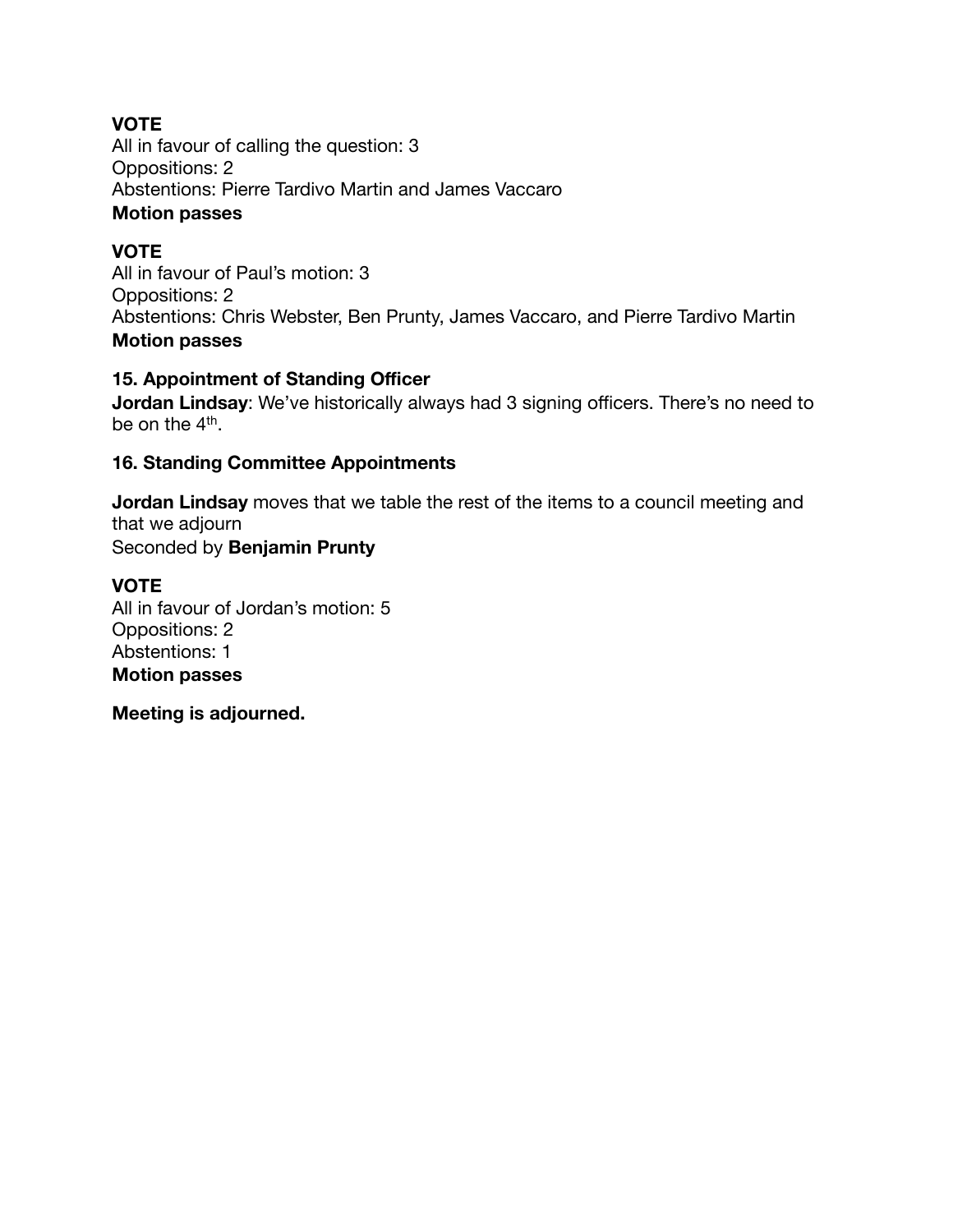**VOTE**
All in favour of calling the question: 3
Oppositions: 2
Abstentions: Pierre Tardivo Martin and James Vaccaro
**Motion passes**

**VOTE**
All in favour of Paul's motion: 3
Oppositions: 2
Abstentions: Chris Webster, Ben Prunty, James Vaccaro, and Pierre Tardivo Martin
**Motion passes**

**15. Appointment of Standing Officer**
**Jordan Lindsay**: We've historically always had 3 signing officers. There's no need to be on the 4th.

**16. Standing Committee Appointments**

**Jordan Lindsay** moves that we table the rest of the items to a council meeting and that we adjourn
Seconded by **Benjamin Prunty**

**VOTE**
All in favour of Jordan's motion: 5
Oppositions: 2
Abstentions: 1
**Motion passes**

**Meeting is adjourned.**